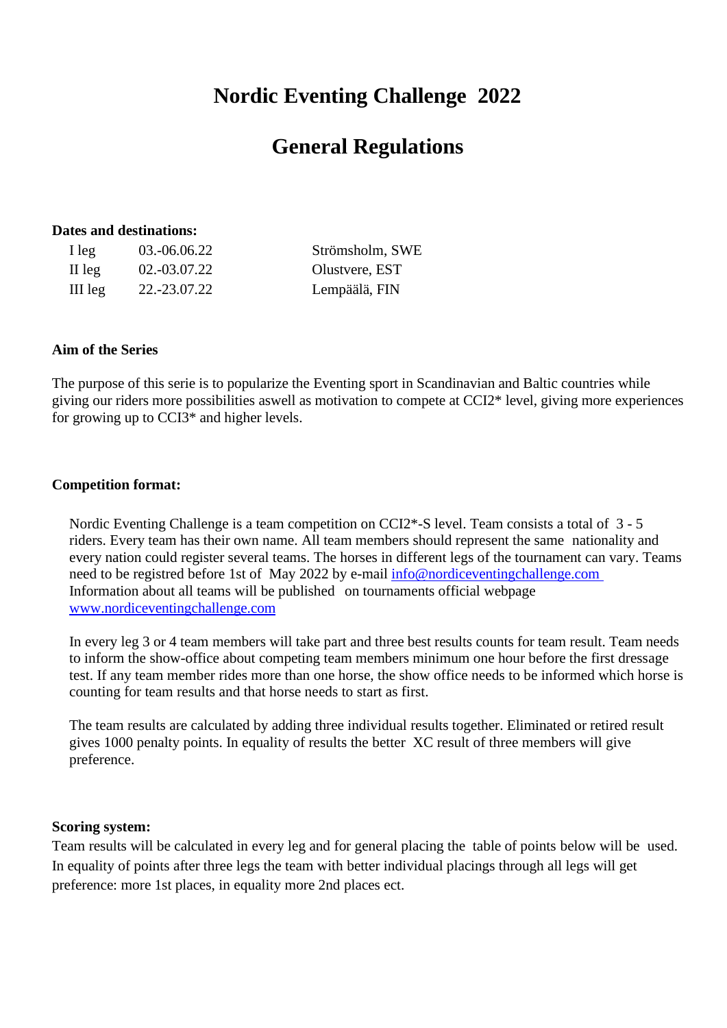# Nordic Eventing Challenge 2022

# General Regulations

**Dates and destinations:**

| | | |
|---|---|---|
| I leg | 03.-06.06.22 | Strömsholm, SWE |
| II leg | 02.-03.07.22 | Olustvere, EST |
| III leg | 22.-23.07.22 | Lempäälä, FIN |

**Aim of the Series**

The purpose of this serie is to popularize the Eventing sport in Scandinavian and Baltic countries while giving our riders more possibilities aswell as motivation to compete at CCI2* level, giving more experiences for growing up to CCI3* and higher levels.

**Competition format:**

Nordic Eventing Challenge is a team competition on CCI2*-S level. Team consists a total of 3 - 5 riders. Every team has their own name. All team members should represent the same nationality and every nation could register several teams. The horses in different legs of the tournament can vary. Teams need to be registred before 1st of May 2022 by e-mail [info@nordiceventingchallenge.com](mailto:info@nordiceventingchallenge.com) Information about all teams will be published on tournaments official webpage [www.nordiceventingchallenge.com](http://www.nordiceventingchallenge.com)

In every leg 3 or 4 team members will take part and three best results counts for team result. Team needs to inform the show-office about competing team members minimum one hour before the first dressage test. If any team member rides more than one horse, the show office needs to be informed which horse is counting for team results and that horse needs to start as first.

The team results are calculated by adding three individual results together. Eliminated or retired result gives 1000 penalty points. In equality of results the better XC result of three members will give preference.

**Scoring system:**

Team results will be calculated in every leg and for general placing the table of points below will be used. In equality of points after three legs the team with better individual placings through all legs will get preference: more 1st places, in equality more 2nd places ect.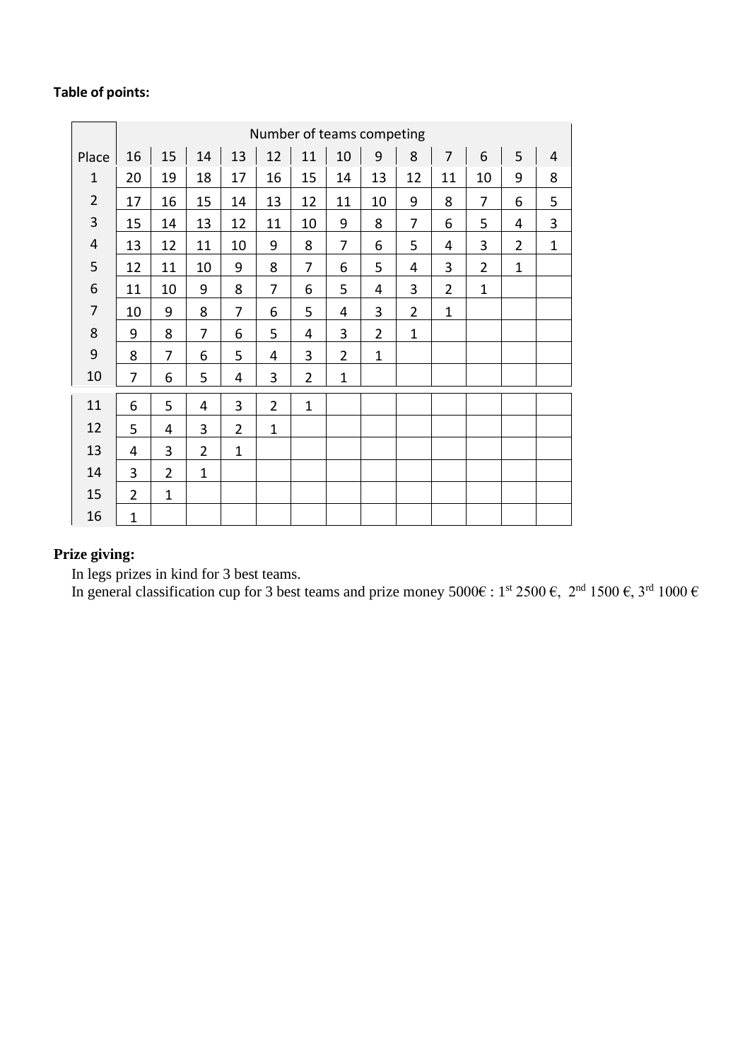**Table of points:**

| Place | Number of teams competing | | | | | | | | | | | | |
|---|---|---|---|---|---|---|---|---|---|---|---|---|---|
| | 16 | 15 | 14 | 13 | 12 | 11 | 10 | 9 | 8 | 7 | 6 | 5 | 4 |
| 1 | 20 | 19 | 18 | 17 | 16 | 15 | 14 | 13 | 12 | 11 | 10 | 9 | 8 |
| 2 | 17 | 16 | 15 | 14 | 13 | 12 | 11 | 10 | 9 | 8 | 7 | 6 | 5 |
| 3 | 15 | 14 | 13 | 12 | 11 | 10 | 9 | 8 | 7 | 6 | 5 | 4 | 3 |
| 4 | 13 | 12 | 11 | 10 | 9 | 8 | 7 | 6 | 5 | 4 | 3 | 2 | 1 |
| 5 | 12 | 11 | 10 | 9 | 8 | 7 | 6 | 5 | 4 | 3 | 2 | 1 | |
| 6 | 11 | 10 | 9 | 8 | 7 | 6 | 5 | 4 | 3 | 2 | 1 | | |
| 7 | 10 | 9 | 8 | 7 | 6 | 5 | 4 | 3 | 2 | 1 | | | |
| 8 | 9 | 8 | 7 | 6 | 5 | 4 | 3 | 2 | 1 | | | | |
| 9 | 8 | 7 | 6 | 5 | 4 | 3 | 2 | 1 | | | | | |
| 10 | 7 | 6 | 5 | 4 | 3 | 2 | 1 | | | | | | |
| 11 | 6 | 5 | 4 | 3 | 2 | 1 | | | | | | | |
| 12 | 5 | 4 | 3 | 2 | 1 | | | | | | | | |
| 13 | 4 | 3 | 2 | 1 | | | | | | | | | |
| 14 | 3 | 2 | 1 | | | | | | | | | | |
| 15 | 2 | 1 | | | | | | | | | | | |
| 16 | 1 | | | | | | | | | | | | |

**Prize giving:**

In legs prizes in kind for 3 best teams.

In general classification cup for 3 best teams and prize money 5000€ : 1st 2500 €, 2nd 1500 €, 3rd 1000 €